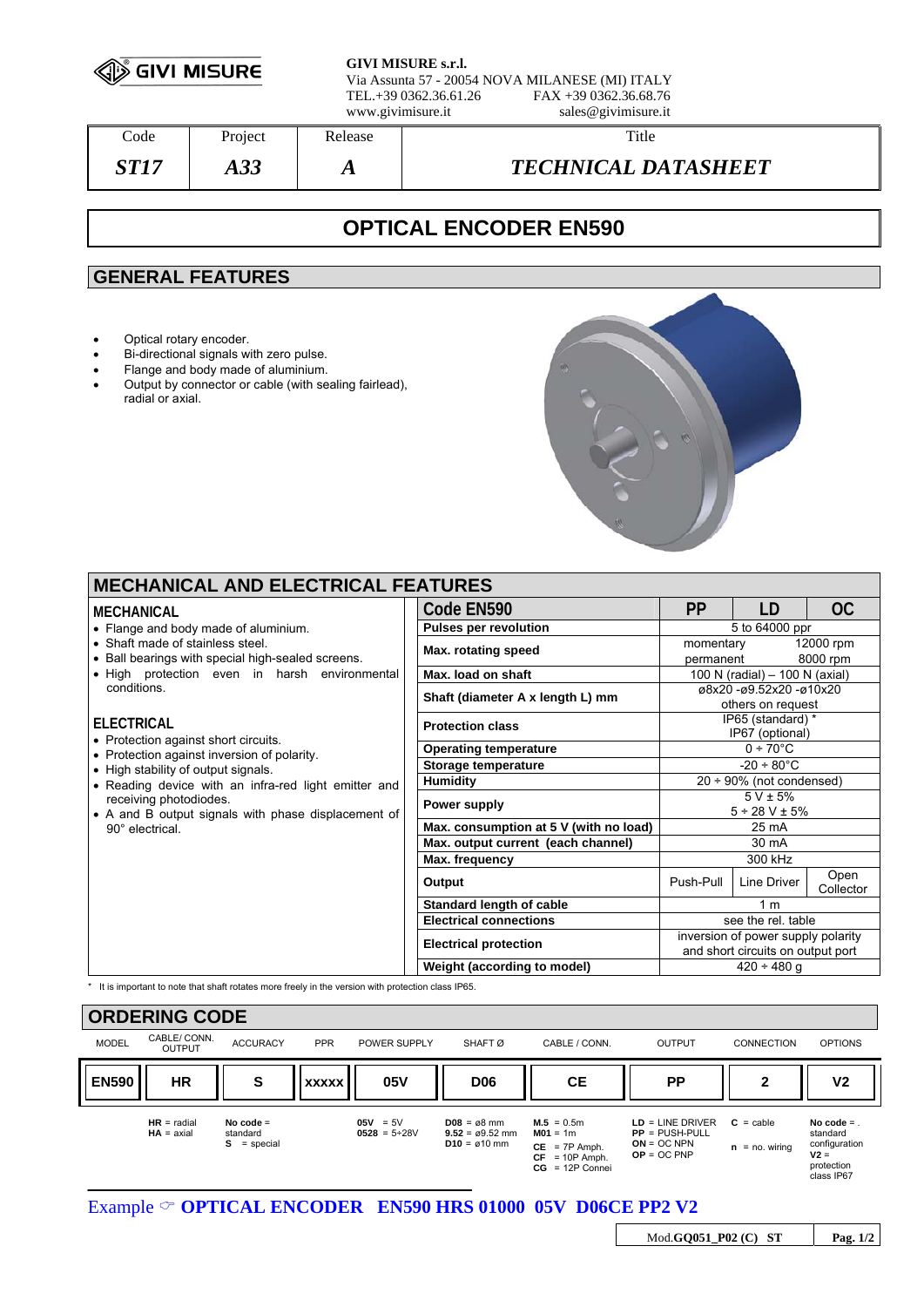**GIVI MISURE s.r.l.**
Via Assunta 57 - 20054 NOVA MILANESE (MI) ITALY
TEL.+39 0362.36.61.26 FAX +39 0362.36.68.76
www.givimisure.it sales@givimisure.it

| Code | Project | Release | Title |
|---|---|---|---|
| *ST17* | *A33* | *A* | *TECHNICAL DATASHEET* |

# OPTICAL ENCODER EN590

## GENERAL FEATURES

- Optical rotary encoder.
- Bi-directional signals with zero pulse.
- Flange and body made of aluminium.
- Output by connector or cable (with sealing fairlead), radial or axial.

## MECHANICAL AND ELECTRICAL FEATURES

### MECHANICAL

- Flange and body made of aluminium.
- Shaft made of stainless steel.
- Ball bearings with special high-sealed screens.
- High protection even in harsh environmental conditions.

### ELECTRICAL

- Protection against short circuits.
- Protection against inversion of polarity.
- High stability of output signals.
- Reading device with an infra-red light emitter and receiving photodiodes.
- A and B output signals with phase displacement of 90° electrical.

| Code EN590 | PP | LD | OC |
|---|---|---|---|
| **Pulses per revolution** | 5 to 64000 ppr | | |
| **Max. rotating speed** | momentary 12000 rpm<br>permanent 8000 rpm | | |
| **Max. load on shaft** | 100 N (radial) – 100 N (axial) | | |
| **Shaft (diameter A x length L) mm** | ø8x20 -ø9.52x20 -ø10x20<br>others on request | | |
| **Protection class** | IP65 (standard) *<br>IP67 (optional) | | |
| **Operating temperature** | 0 ÷ 70°C | | |
| **Storage temperature** | -20 ÷ 80°C | | |
| **Humidity** | 20 ÷ 90% (not condensed) | | |
| **Power supply** | 5 V ± 5%<br>5 ÷ 28 V ± 5% | | |
| **Max. consumption at 5 V (with no load)** | 25 mA | | |
| **Max. output current (each channel)** | 30 mA | | |
| **Max. frequency** | 300 kHz | | |
| **Output** | Push-Pull | Line Driver | Open Collector |
| **Standard length of cable** | 1 m | | |
| **Electrical connections** | see the rel. table | | |
| **Electrical protection** | inversion of power supply polarity and short circuits on output port | | |
| **Weight (according to model)** | 420 ÷ 480 g | | |

\* It is important to note that shaft rotates more freely in the version with protection class IP65.

## ORDERING CODE

| MODEL | CABLE/ CONN. OUTPUT | ACCURACY | PPR | POWER SUPPLY | SHAFT Ø | CABLE / CONN. | OUTPUT | CONNECTION | OPTIONS |
|---|---|---|---|---|---|---|---|---|---|
| **EN590** | **HR** | **S** | **xxxxx** | **05V** | **D06** | **CE** | **PP** | **2** | **V2** |
| | **HR** = radial<br>**HA** = axial | **No code** = standard<br>**S** = special | | **05V** = 5V<br>**0528** = 5÷28V | **D08** = ø8 mm<br>**9.52** = ø9.52 mm<br>**D10** = ø10 mm | **M.5** = 0.5m<br>**M01** = 1m<br>**CE** = 7P Amph.<br>**CF** = 10P Amph.<br>**CG** = 12P Connei | **LD** = LINE DRIVER<br>**PP** = PUSH-PULL<br>**ON** = OC NPN<br>**OP** = OC PNP | **C** = cable<br>**n** = no. wiring | **No code** = standard configuration<br>**V2** = protection class IP67 |

Example ☞ **OPTICAL ENCODER EN590 HRS 01000 05V D06CE PP2 V2**

Mod.**GQ051_P02 (C) ST**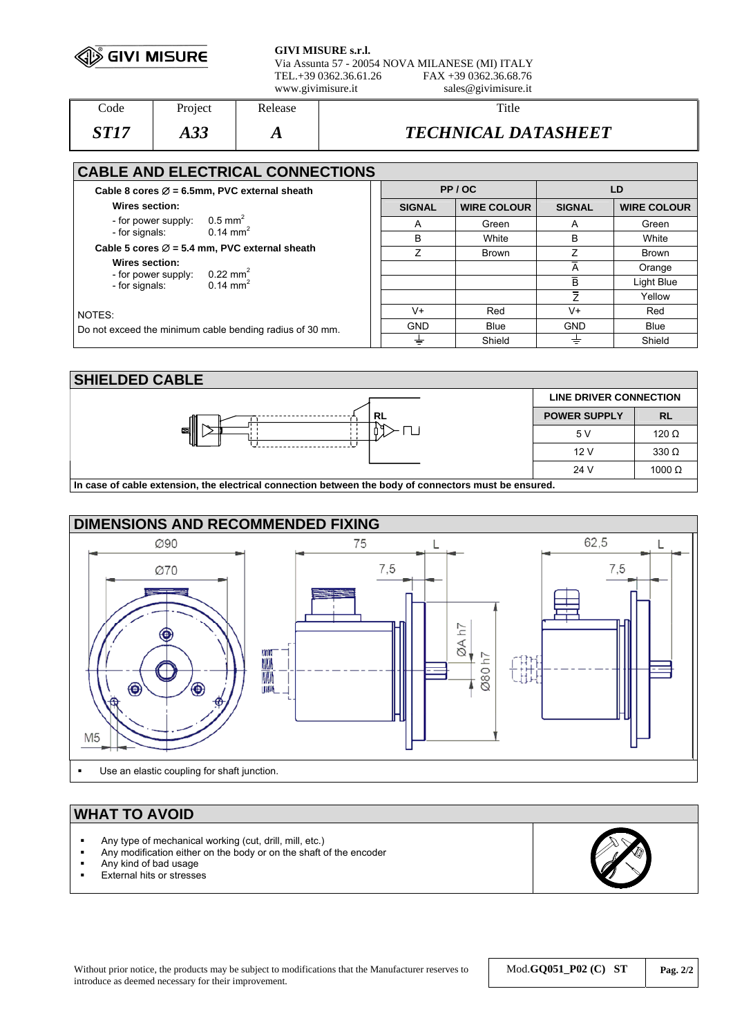**GIVI MISURE s.r.l.**
Via Assunta 57 - 20054 NOVA MILANESE (MI) ITALY
TEL.+39 0362.36.61.26 FAX +39 0362.36.68.76
www.givimisure.it sales@givimisure.it

| Code | Project | Release | Title |
|---|---|---|---|
| ***ST17*** | ***A33*** | ***A*** | ***TECHNICAL DATASHEET*** |

## CABLE AND ELECTRICAL CONNECTIONS

**Cable 8 cores ∅ = 6.5mm, PVC external sheath**

**Wires section:**
- for power supply: 0.5 mm$^2$
- for signals: 0.14 mm$^2$

**Cable 5 cores ∅ = 5.4 mm, PVC external sheath**

**Wires section:**
- for power supply: 0.22 mm$^2$
- for signals: 0.14 mm$^2$

NOTES:
Do not exceed the minimum cable bending radius of 30 mm.

| PP / OC | | LD | |
|---|---|---|---|
| **SIGNAL** | **WIRE COLOUR** | **SIGNAL** | **WIRE COLOUR** |
| A | Green | A | Green |
| B | White | B | White |
| Z | Brown | Z | Brown |
| | | $\overline{A}$ | Orange |
| | | $\overline{B}$ | Light Blue |
| | | $\overline{Z}$ | Yellow |
| V+ | Red | V+ | Red |
| GND | Blue | GND | Blue |
| ⏚ | Shield | ⏚ | Shield |

## SHIELDED CABLE

RL

| LINE DRIVER CONNECTION | |
|---|---|
| **POWER SUPPLY** | **RL** |
| 5 V | 120 Ω |
| 12 V | 330 Ω |
| 24 V | 1000 Ω |

**In case of cable extension, the electrical connection between the body of connectors must be ensured.**

## DIMENSIONS AND RECOMMENDED FIXING

Ø90
Ø70
M5
75
7,5
L
ØA h7
Ø80 h7
62,5
7,5
L

- Use an elastic coupling for shaft junction.

## WHAT TO AVOID

- Any type of mechanical working (cut, drill, mill, etc.)
- Any modification either on the body or on the shaft of the encoder
- Any kind of bad usage
- External hits or stresses

Without prior notice, the products may be subject to modifications that the Manufacturer reserves to introduce as deemed necessary for their improvement.

Mod.**GQ051_P02 (C) ST**